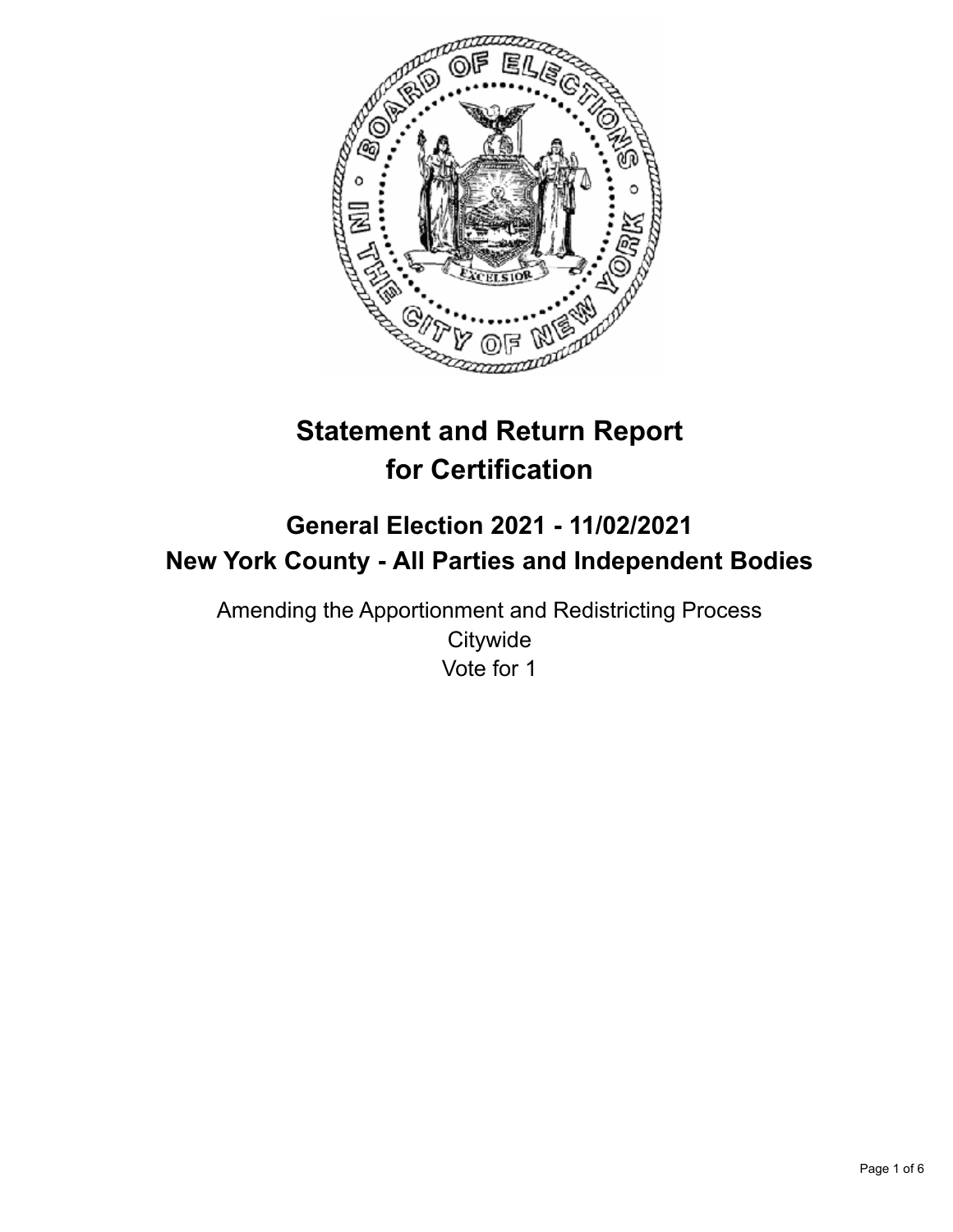# Statement and Return Report for Certification

## General Election 2021 - 11/02/2021
## New York County - All Parties and Independent Bodies

Amending the Apportionment and Redistricting Process
Citywide
Vote for 1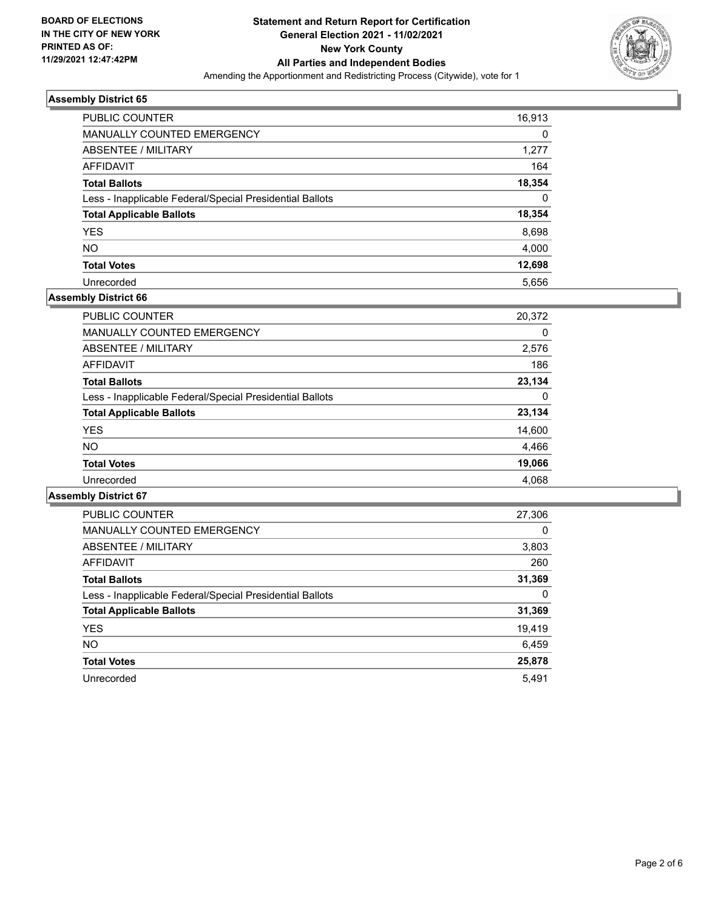**BOARD OF ELECTIONS IN THE CITY OF NEW YORK PRINTED AS OF: 11/29/2021 12:47:42PM**

**Statement and Return Report for Certification General Election 2021 - 11/02/2021 New York County All Parties and Independent Bodies**

Amending the Apportionment and Redistricting Process (Citywide), vote for 1

### Assembly District 65

| | |
|---|---|
| PUBLIC COUNTER | 16,913 |
| MANUALLY COUNTED EMERGENCY | 0 |
| ABSENTEE / MILITARY | 1,277 |
| AFFIDAVIT | 164 |
| **Total Ballots** | **18,354** |
| Less - Inapplicable Federal/Special Presidential Ballots | 0 |
| **Total Applicable Ballots** | **18,354** |
| YES | 8,698 |
| NO | 4,000 |
| **Total Votes** | **12,698** |
| Unrecorded | 5,656 |

### Assembly District 66

| | |
|---|---|
| PUBLIC COUNTER | 20,372 |
| MANUALLY COUNTED EMERGENCY | 0 |
| ABSENTEE / MILITARY | 2,576 |
| AFFIDAVIT | 186 |
| **Total Ballots** | **23,134** |
| Less - Inapplicable Federal/Special Presidential Ballots | 0 |
| **Total Applicable Ballots** | **23,134** |
| YES | 14,600 |
| NO | 4,466 |
| **Total Votes** | **19,066** |
| Unrecorded | 4,068 |

### Assembly District 67

| | |
|---|---|
| PUBLIC COUNTER | 27,306 |
| MANUALLY COUNTED EMERGENCY | 0 |
| ABSENTEE / MILITARY | 3,803 |
| AFFIDAVIT | 260 |
| **Total Ballots** | **31,369** |
| Less - Inapplicable Federal/Special Presidential Ballots | 0 |
| **Total Applicable Ballots** | **31,369** |
| YES | 19,419 |
| NO | 6,459 |
| **Total Votes** | **25,878** |
| Unrecorded | 5,491 |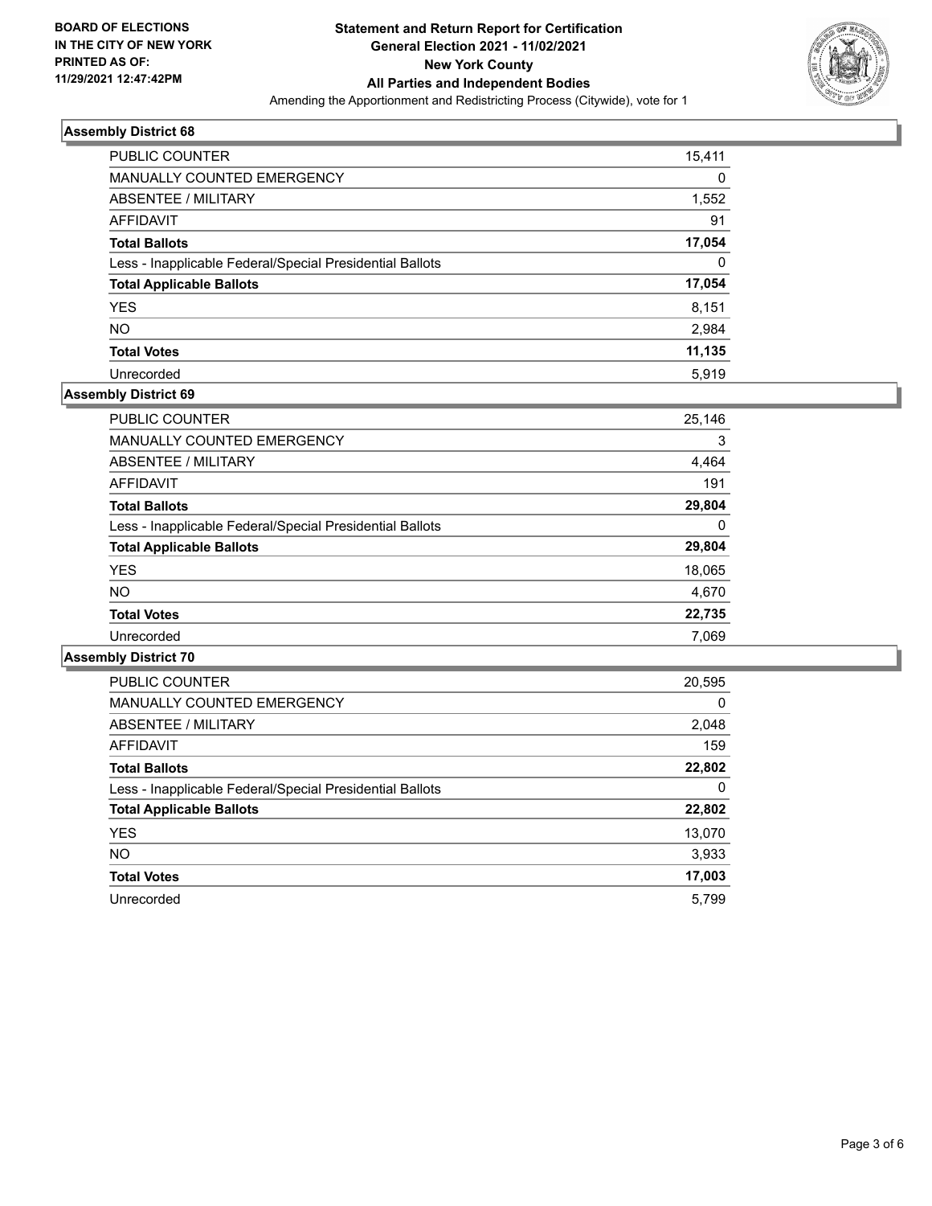BOARD OF ELECTIONS
IN THE CITY OF NEW YORK
PRINTED AS OF:
11/29/2021 12:47:42PM

**Statement and Return Report for Certification**
**General Election 2021 - 11/02/2021**
**New York County**
**All Parties and Independent Bodies**
Amending the Apportionment and Redistricting Process (Citywide), vote for 1

### Assembly District 68

| | |
|---|---|
| PUBLIC COUNTER | 15,411 |
| MANUALLY COUNTED EMERGENCY | 0 |
| ABSENTEE / MILITARY | 1,552 |
| AFFIDAVIT | 91 |
| **Total Ballots** | **17,054** |
| Less - Inapplicable Federal/Special Presidential Ballots | 0 |
| **Total Applicable Ballots** | **17,054** |
| YES | 8,151 |
| NO | 2,984 |
| **Total Votes** | **11,135** |
| Unrecorded | 5,919 |

### Assembly District 69

| | |
|---|---|
| PUBLIC COUNTER | 25,146 |
| MANUALLY COUNTED EMERGENCY | 3 |
| ABSENTEE / MILITARY | 4,464 |
| AFFIDAVIT | 191 |
| **Total Ballots** | **29,804** |
| Less - Inapplicable Federal/Special Presidential Ballots | 0 |
| **Total Applicable Ballots** | **29,804** |
| YES | 18,065 |
| NO | 4,670 |
| **Total Votes** | **22,735** |
| Unrecorded | 7,069 |

### Assembly District 70

| | |
|---|---|
| PUBLIC COUNTER | 20,595 |
| MANUALLY COUNTED EMERGENCY | 0 |
| ABSENTEE / MILITARY | 2,048 |
| AFFIDAVIT | 159 |
| **Total Ballots** | **22,802** |
| Less - Inapplicable Federal/Special Presidential Ballots | 0 |
| **Total Applicable Ballots** | **22,802** |
| YES | 13,070 |
| NO | 3,933 |
| **Total Votes** | **17,003** |
| Unrecorded | 5,799 |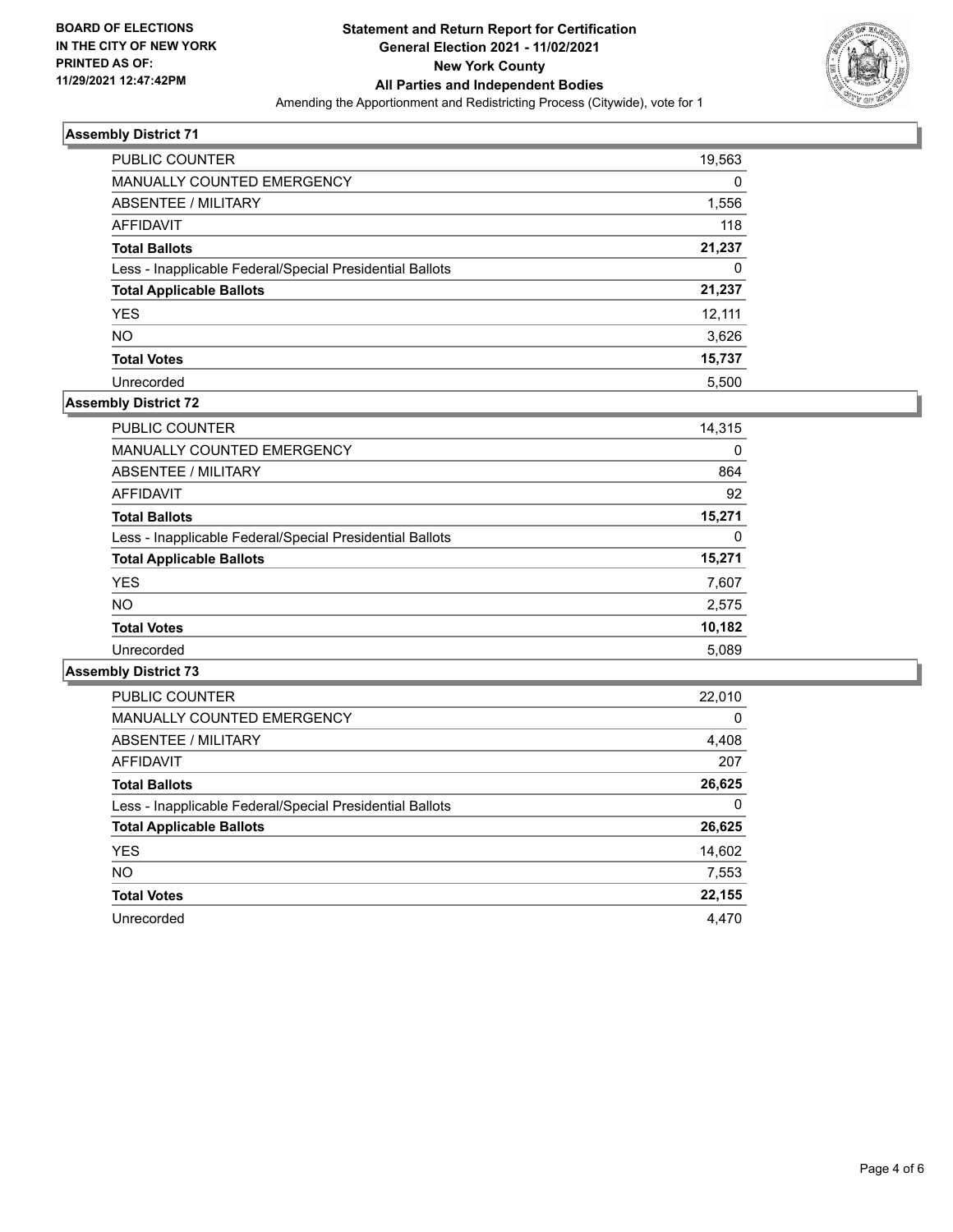**BOARD OF ELECTIONS IN THE CITY OF NEW YORK PRINTED AS OF: 11/29/2021 12:47:42PM**

# Statement and Return Report for Certification General Election 2021 - 11/02/2021 New York County All Parties and Independent Bodies

Amending the Apportionment and Redistricting Process (Citywide), vote for 1

## Assembly District 71

| | |
|---|---|
| PUBLIC COUNTER | 19,563 |
| MANUALLY COUNTED EMERGENCY | 0 |
| ABSENTEE / MILITARY | 1,556 |
| AFFIDAVIT | 118 |
| **Total Ballots** | **21,237** |
| Less - Inapplicable Federal/Special Presidential Ballots | 0 |
| **Total Applicable Ballots** | **21,237** |
| YES | 12,111 |
| NO | 3,626 |
| **Total Votes** | **15,737** |
| Unrecorded | 5,500 |

## Assembly District 72

| | |
|---|---|
| PUBLIC COUNTER | 14,315 |
| MANUALLY COUNTED EMERGENCY | 0 |
| ABSENTEE / MILITARY | 864 |
| AFFIDAVIT | 92 |
| **Total Ballots** | **15,271** |
| Less - Inapplicable Federal/Special Presidential Ballots | 0 |
| **Total Applicable Ballots** | **15,271** |
| YES | 7,607 |
| NO | 2,575 |
| **Total Votes** | **10,182** |
| Unrecorded | 5,089 |

## Assembly District 73

| | |
|---|---|
| PUBLIC COUNTER | 22,010 |
| MANUALLY COUNTED EMERGENCY | 0 |
| ABSENTEE / MILITARY | 4,408 |
| AFFIDAVIT | 207 |
| **Total Ballots** | **26,625** |
| Less - Inapplicable Federal/Special Presidential Ballots | 0 |
| **Total Applicable Ballots** | **26,625** |
| YES | 14,602 |
| NO | 7,553 |
| **Total Votes** | **22,155** |
| Unrecorded | 4,470 |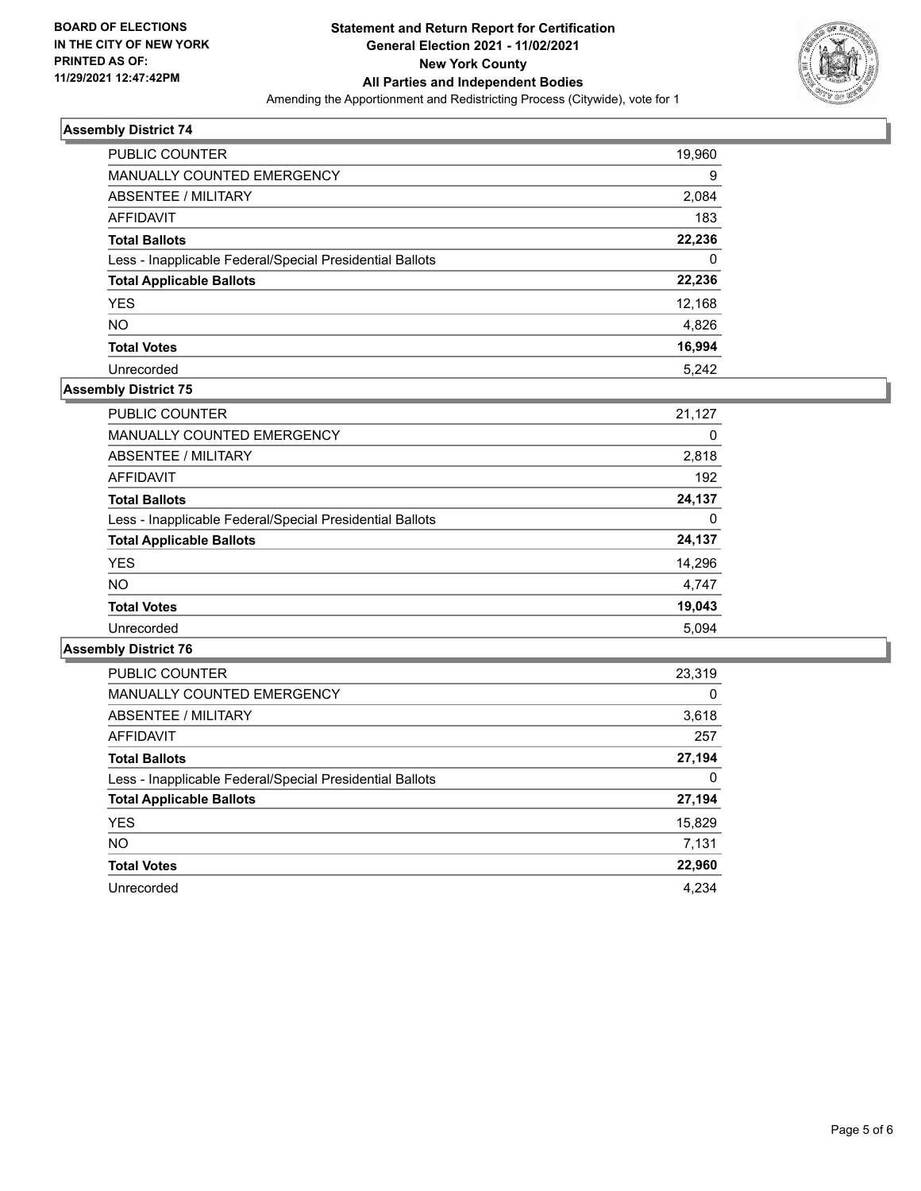**BOARD OF ELECTIONS IN THE CITY OF NEW YORK PRINTED AS OF: 11/29/2021 12:47:42PM**

**Statement and Return Report for Certification General Election 2021 - 11/02/2021 New York County All Parties and Independent Bodies**

Amending the Apportionment and Redistricting Process (Citywide), vote for 1

### Assembly District 74

| | |
|---|---|
| PUBLIC COUNTER | 19,960 |
| MANUALLY COUNTED EMERGENCY | 9 |
| ABSENTEE / MILITARY | 2,084 |
| AFFIDAVIT | 183 |
| **Total Ballots** | **22,236** |
| Less - Inapplicable Federal/Special Presidential Ballots | 0 |
| **Total Applicable Ballots** | **22,236** |
| YES | 12,168 |
| NO | 4,826 |
| **Total Votes** | **16,994** |
| Unrecorded | 5,242 |

### Assembly District 75

| | |
|---|---|
| PUBLIC COUNTER | 21,127 |
| MANUALLY COUNTED EMERGENCY | 0 |
| ABSENTEE / MILITARY | 2,818 |
| AFFIDAVIT | 192 |
| **Total Ballots** | **24,137** |
| Less - Inapplicable Federal/Special Presidential Ballots | 0 |
| **Total Applicable Ballots** | **24,137** |
| YES | 14,296 |
| NO | 4,747 |
| **Total Votes** | **19,043** |
| Unrecorded | 5,094 |

### Assembly District 76

| | |
|---|---|
| PUBLIC COUNTER | 23,319 |
| MANUALLY COUNTED EMERGENCY | 0 |
| ABSENTEE / MILITARY | 3,618 |
| AFFIDAVIT | 257 |
| **Total Ballots** | **27,194** |
| Less - Inapplicable Federal/Special Presidential Ballots | 0 |
| **Total Applicable Ballots** | **27,194** |
| YES | 15,829 |
| NO | 7,131 |
| **Total Votes** | **22,960** |
| Unrecorded | 4,234 |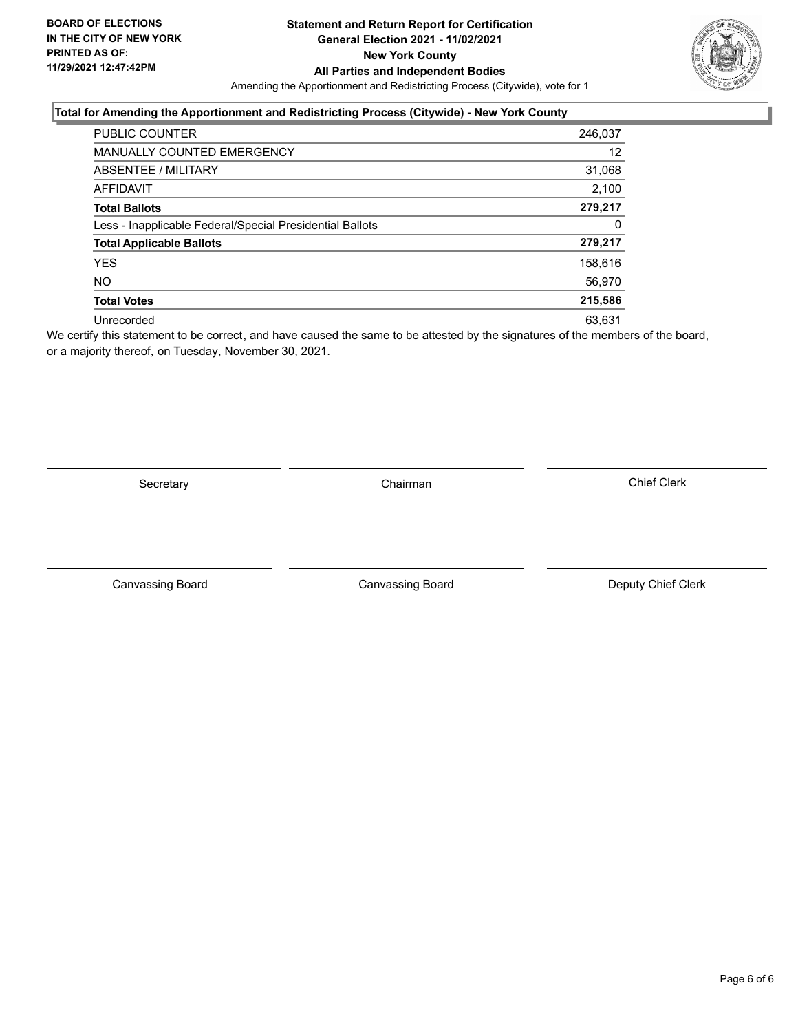**BOARD OF ELECTIONS IN THE CITY OF NEW YORK PRINTED AS OF: 11/29/2021 12:47:42PM**

**Statement and Return Report for Certification**
**General Election 2021 - 11/02/2021**
**New York County**
**All Parties and Independent Bodies**
Amending the Apportionment and Redistricting Process (Citywide), vote for 1

**Total for Amending the Apportionment and Redistricting Process (Citywide) - New York County**

| | |
|---|---|
| PUBLIC COUNTER | 246,037 |
| MANUALLY COUNTED EMERGENCY | 12 |
| ABSENTEE / MILITARY | 31,068 |
| AFFIDAVIT | 2,100 |
| **Total Ballots** | **279,217** |
| Less - Inapplicable Federal/Special Presidential Ballots | 0 |
| **Total Applicable Ballots** | **279,217** |
| YES | 158,616 |
| NO | 56,970 |
| **Total Votes** | **215,586** |
| Unrecorded | 63,631 |

We certify this statement to be correct, and have caused the same to be attested by the signatures of the members of the board, or a majority thereof, on Tuesday, November 30, 2021.

Secretary

Chairman

Chief Clerk

Canvassing Board

Canvassing Board

Deputy Chief Clerk